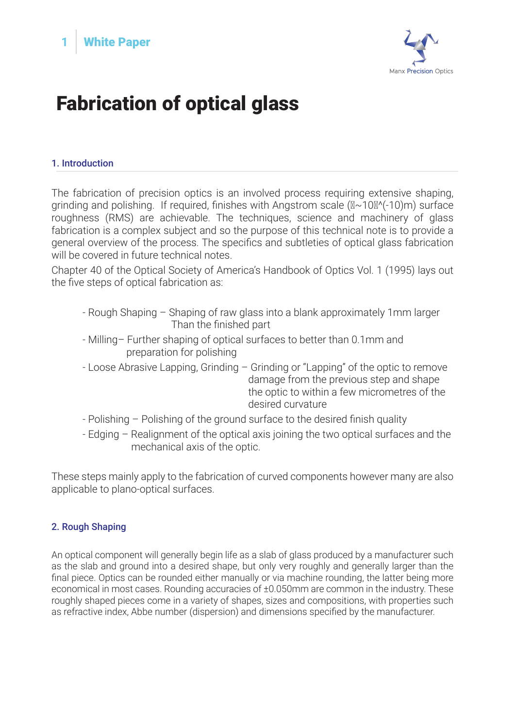# Fabrication of optical glass

## 1. Introduction

The fabrication of precision optics is an involved process requiring extensive shaping, grinding and polishing. If required, finishes with Angstrom scale ($\sim 10^{-10}$m) surface roughness (RMS) are achievable. The techniques, science and machinery of glass fabrication is a complex subject and so the purpose of this technical note is to provide a general overview of the process. The specifics and subtleties of optical glass fabrication will be covered in future technical notes.

Chapter 40 of the Optical Society of America's Handbook of Optics Vol. 1 (1995) lays out the five steps of optical fabrication as:

- Rough Shaping – Shaping of raw glass into a blank approximately 1mm larger Than the finished part
- Milling– Further shaping of optical surfaces to better than 0.1mm and preparation for polishing
- Loose Abrasive Lapping, Grinding – Grinding or "Lapping" of the optic to remove damage from the previous step and shape the optic to within a few micrometres of the desired curvature
- Polishing – Polishing of the ground surface to the desired finish quality
- Edging – Realignment of the optical axis joining the two optical surfaces and the mechanical axis of the optic.

These steps mainly apply to the fabrication of curved components however many are also applicable to plano-optical surfaces.

## 2. Rough Shaping

An optical component will generally begin life as a slab of glass produced by a manufacturer such as the slab and ground into a desired shape, but only very roughly and generally larger than the final piece. Optics can be rounded either manually or via machine rounding, the latter being more economical in most cases. Rounding accuracies of ±0.050mm are common in the industry. These roughly shaped pieces come in a variety of shapes, sizes and compositions, with properties such as refractive index, Abbe number (dispersion) and dimensions specified by the manufacturer.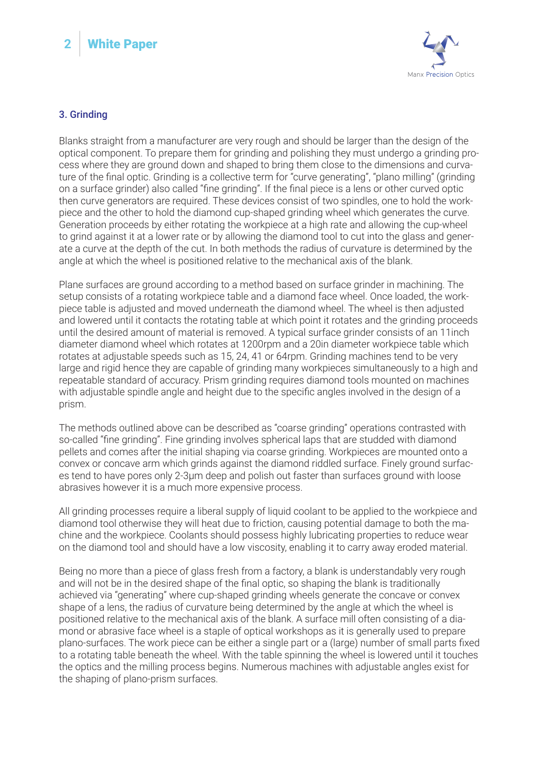### 3. Grinding

Blanks straight from a manufacturer are very rough and should be larger than the design of the optical component. To prepare them for grinding and polishing they must undergo a grinding process where they are ground down and shaped to bring them close to the dimensions and curvature of the final optic. Grinding is a collective term for "curve generating", "plano milling" (grinding on a surface grinder) also called "fine grinding". If the final piece is a lens or other curved optic then curve generators are required. These devices consist of two spindles, one to hold the workpiece and the other to hold the diamond cup-shaped grinding wheel which generates the curve. Generation proceeds by either rotating the workpiece at a high rate and allowing the cup-wheel to grind against it at a lower rate or by allowing the diamond tool to cut into the glass and generate a curve at the depth of the cut. In both methods the radius of curvature is determined by the angle at which the wheel is positioned relative to the mechanical axis of the blank.

Plane surfaces are ground according to a method based on surface grinder in machining. The setup consists of a rotating workpiece table and a diamond face wheel. Once loaded, the workpiece table is adjusted and moved underneath the diamond wheel. The wheel is then adjusted and lowered until it contacts the rotating table at which point it rotates and the grinding proceeds until the desired amount of material is removed. A typical surface grinder consists of an 11inch diameter diamond wheel which rotates at 1200rpm and a 20in diameter workpiece table which rotates at adjustable speeds such as 15, 24, 41 or 64rpm. Grinding machines tend to be very large and rigid hence they are capable of grinding many workpieces simultaneously to a high and repeatable standard of accuracy. Prism grinding requires diamond tools mounted on machines with adjustable spindle angle and height due to the specific angles involved in the design of a prism.

The methods outlined above can be described as "coarse grinding" operations contrasted with so-called "fine grinding". Fine grinding involves spherical laps that are studded with diamond pellets and comes after the initial shaping via coarse grinding. Workpieces are mounted onto a convex or concave arm which grinds against the diamond riddled surface. Finely ground surfaces tend to have pores only 2-3μm deep and polish out faster than surfaces ground with loose abrasives however it is a much more expensive process.

All grinding processes require a liberal supply of liquid coolant to be applied to the workpiece and diamond tool otherwise they will heat due to friction, causing potential damage to both the machine and the workpiece. Coolants should possess highly lubricating properties to reduce wear on the diamond tool and should have a low viscosity, enabling it to carry away eroded material.

Being no more than a piece of glass fresh from a factory, a blank is understandably very rough and will not be in the desired shape of the final optic, so shaping the blank is traditionally achieved via "generating" where cup-shaped grinding wheels generate the concave or convex shape of a lens, the radius of curvature being determined by the angle at which the wheel is positioned relative to the mechanical axis of the blank. A surface mill often consisting of a diamond or abrasive face wheel is a staple of optical workshops as it is generally used to prepare plano-surfaces. The work piece can be either a single part or a (large) number of small parts fixed to a rotating table beneath the wheel. With the table spinning the wheel is lowered until it touches the optics and the milling process begins. Numerous machines with adjustable angles exist for the shaping of plano-prism surfaces.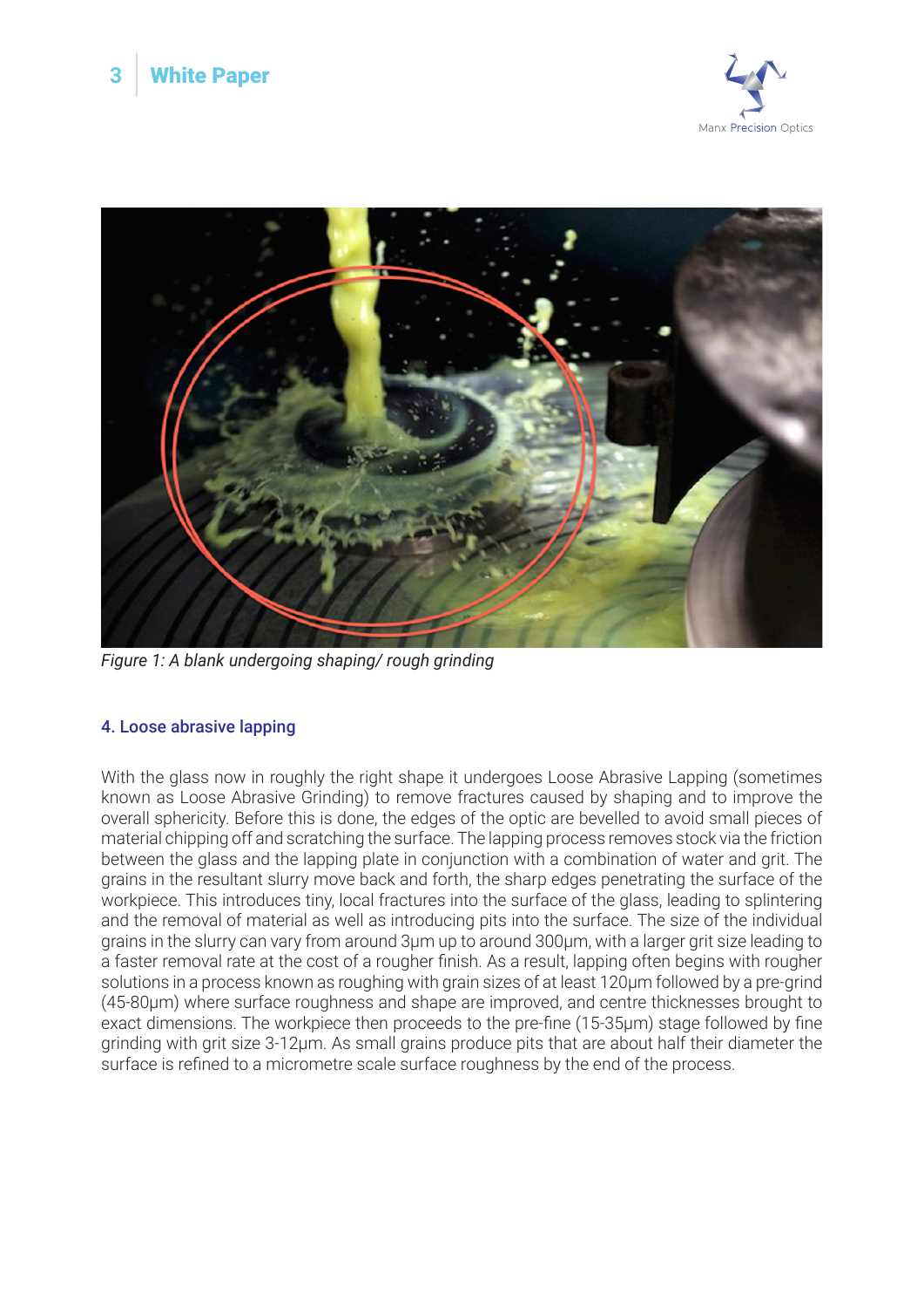*Figure 1: A blank undergoing shaping/ rough grinding*

### 4. Loose abrasive lapping

With the glass now in roughly the right shape it undergoes Loose Abrasive Lapping (sometimes known as Loose Abrasive Grinding) to remove fractures caused by shaping and to improve the overall sphericity. Before this is done, the edges of the optic are bevelled to avoid small pieces of material chipping off and scratching the surface. The lapping process removes stock via the friction between the glass and the lapping plate in conjunction with a combination of water and grit. The grains in the resultant slurry move back and forth, the sharp edges penetrating the surface of the workpiece. This introduces tiny, local fractures into the surface of the glass, leading to splintering and the removal of material as well as introducing pits into the surface. The size of the individual grains in the slurry can vary from around 3µm up to around 300µm, with a larger grit size leading to a faster removal rate at the cost of a rougher finish. As a result, lapping often begins with rougher solutions in a process known as roughing with grain sizes of at least 120µm followed by a pre-grind (45-80µm) where surface roughness and shape are improved, and centre thicknesses brought to exact dimensions. The workpiece then proceeds to the pre-fine (15-35µm) stage followed by fine grinding with grit size 3-12µm. As small grains produce pits that are about half their diameter the surface is refined to a micrometre scale surface roughness by the end of the process.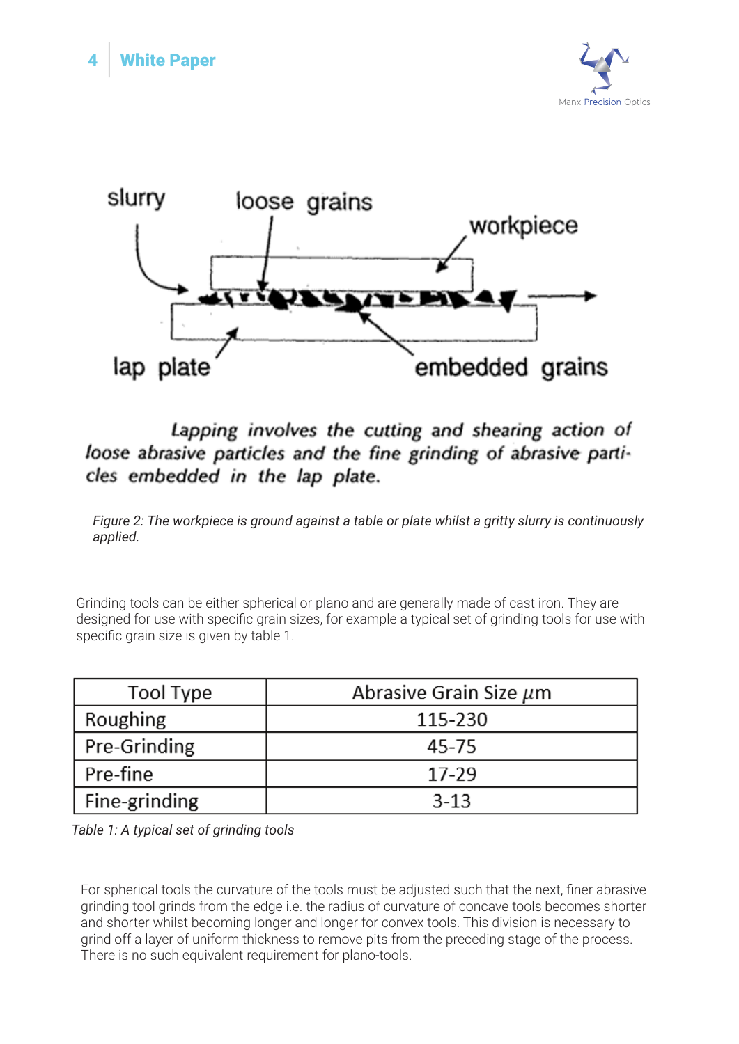slurry

loose grains

workpiece

lap plate

embedded grains

*Lapping involves the cutting and shearing action of loose abrasive particles and the fine grinding of abrasive particles embedded in the lap plate.*

*Figure 2: The workpiece is ground against a table or plate whilst a gritty slurry is continuously applied.*

Grinding tools can be either spherical or plano and are generally made of cast iron. They are designed for use with specific grain sizes, for example a typical set of grinding tools for use with specific grain size is given by table 1.

| Tool Type | Abrasive Grain Size $\mu$m |
|---|---|
| Roughing | 115-230 |
| Pre-Grinding | 45-75 |
| Pre-fine | 17-29 |
| Fine-grinding | 3-13 |

*Table 1: A typical set of grinding tools*

For spherical tools the curvature of the tools must be adjusted such that the next, finer abrasive grinding tool grinds from the edge i.e. the radius of curvature of concave tools becomes shorter and shorter whilst becoming longer and longer for convex tools. This division is necessary to grind off a layer of uniform thickness to remove pits from the preceding stage of the process. There is no such equivalent requirement for plano-tools.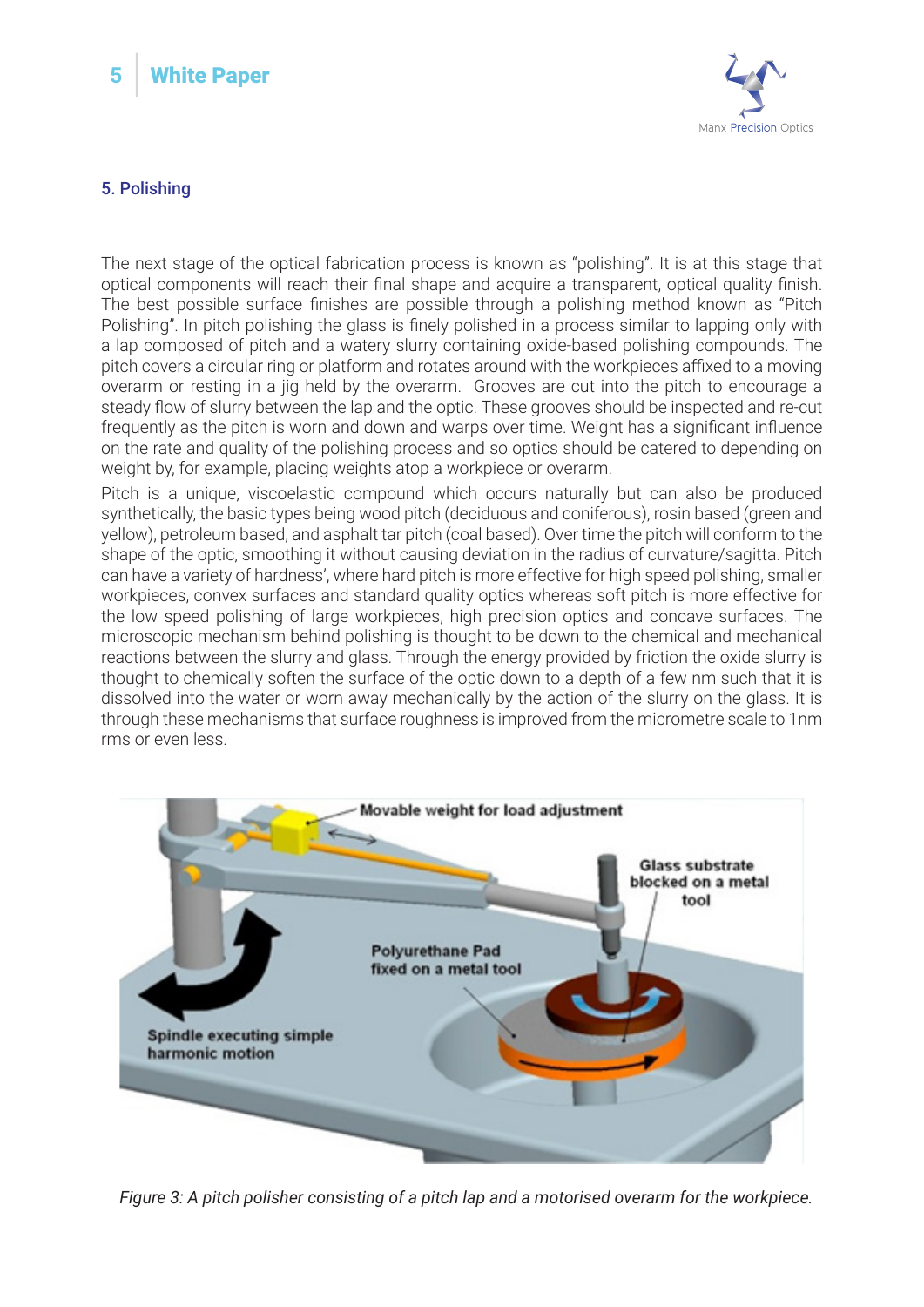## 5. Polishing

The next stage of the optical fabrication process is known as "polishing". It is at this stage that optical components will reach their final shape and acquire a transparent, optical quality finish. The best possible surface finishes are possible through a polishing method known as "Pitch Polishing". In pitch polishing the glass is finely polished in a process similar to lapping only with a lap composed of pitch and a watery slurry containing oxide-based polishing compounds. The pitch covers a circular ring or platform and rotates around with the workpieces affixed to a moving overarm or resting in a jig held by the overarm. Grooves are cut into the pitch to encourage a steady flow of slurry between the lap and the optic. These grooves should be inspected and re-cut frequently as the pitch is worn and down and warps over time. Weight has a significant influence on the rate and quality of the polishing process and so optics should be catered to depending on weight by, for example, placing weights atop a workpiece or overarm.

Pitch is a unique, viscoelastic compound which occurs naturally but can also be produced synthetically, the basic types being wood pitch (deciduous and coniferous), rosin based (green and yellow), petroleum based, and asphalt tar pitch (coal based). Over time the pitch will conform to the shape of the optic, smoothing it without causing deviation in the radius of curvature/sagitta. Pitch can have a variety of hardness', where hard pitch is more effective for high speed polishing, smaller workpieces, convex surfaces and standard quality optics whereas soft pitch is more effective for the low speed polishing of large workpieces, high precision optics and concave surfaces. The microscopic mechanism behind polishing is thought to be down to the chemical and mechanical reactions between the slurry and glass. Through the energy provided by friction the oxide slurry is thought to chemically soften the surface of the optic down to a depth of a few nm such that it is dissolved into the water or worn away mechanically by the action of the slurry on the glass. It is through these mechanisms that surface roughness is improved from the micrometre scale to 1nm rms or even less.

*Figure 3: A pitch polisher consisting of a pitch lap and a motorised overarm for the workpiece.*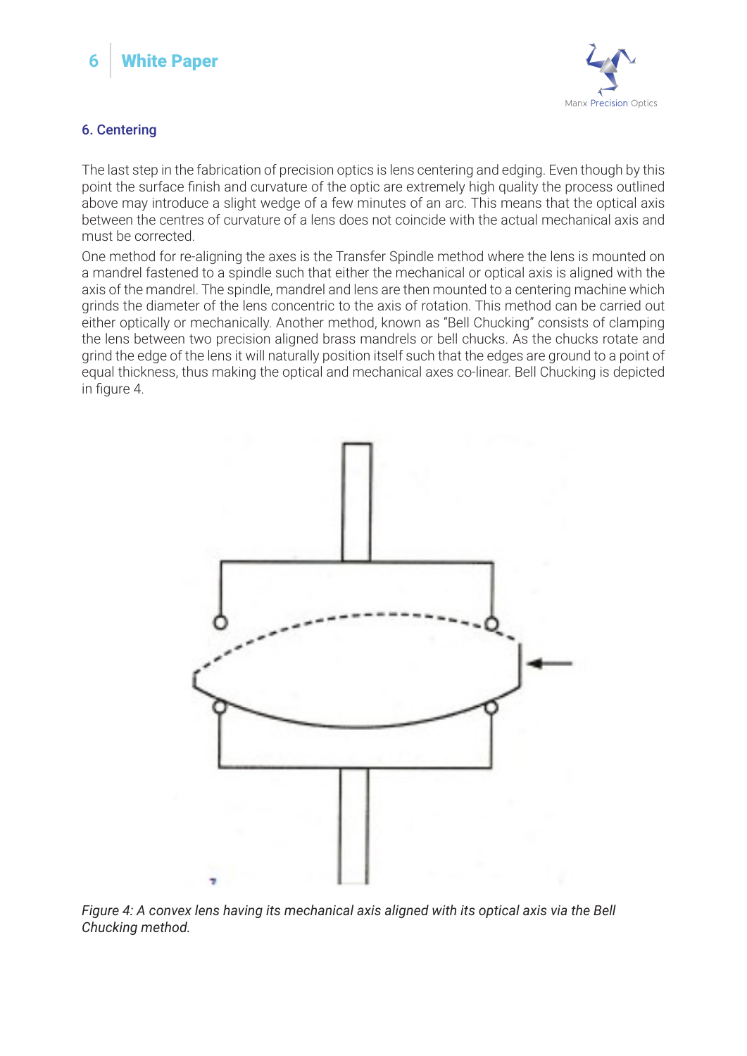## 6. Centering

The last step in the fabrication of precision optics is lens centering and edging. Even though by this point the surface finish and curvature of the optic are extremely high quality the process outlined above may introduce a slight wedge of a few minutes of an arc. This means that the optical axis between the centres of curvature of a lens does not coincide with the actual mechanical axis and must be corrected.

One method for re-aligning the axes is the Transfer Spindle method where the lens is mounted on a mandrel fastened to a spindle such that either the mechanical or optical axis is aligned with the axis of the mandrel. The spindle, mandrel and lens are then mounted to a centering machine which grinds the diameter of the lens concentric to the axis of rotation. This method can be carried out either optically or mechanically. Another method, known as "Bell Chucking" consists of clamping the lens between two precision aligned brass mandrels or bell chucks. As the chucks rotate and grind the edge of the lens it will naturally position itself such that the edges are ground to a point of equal thickness, thus making the optical and mechanical axes co-linear. Bell Chucking is depicted in figure 4.

*Figure 4: A convex lens having its mechanical axis aligned with its optical axis via the Bell Chucking method.*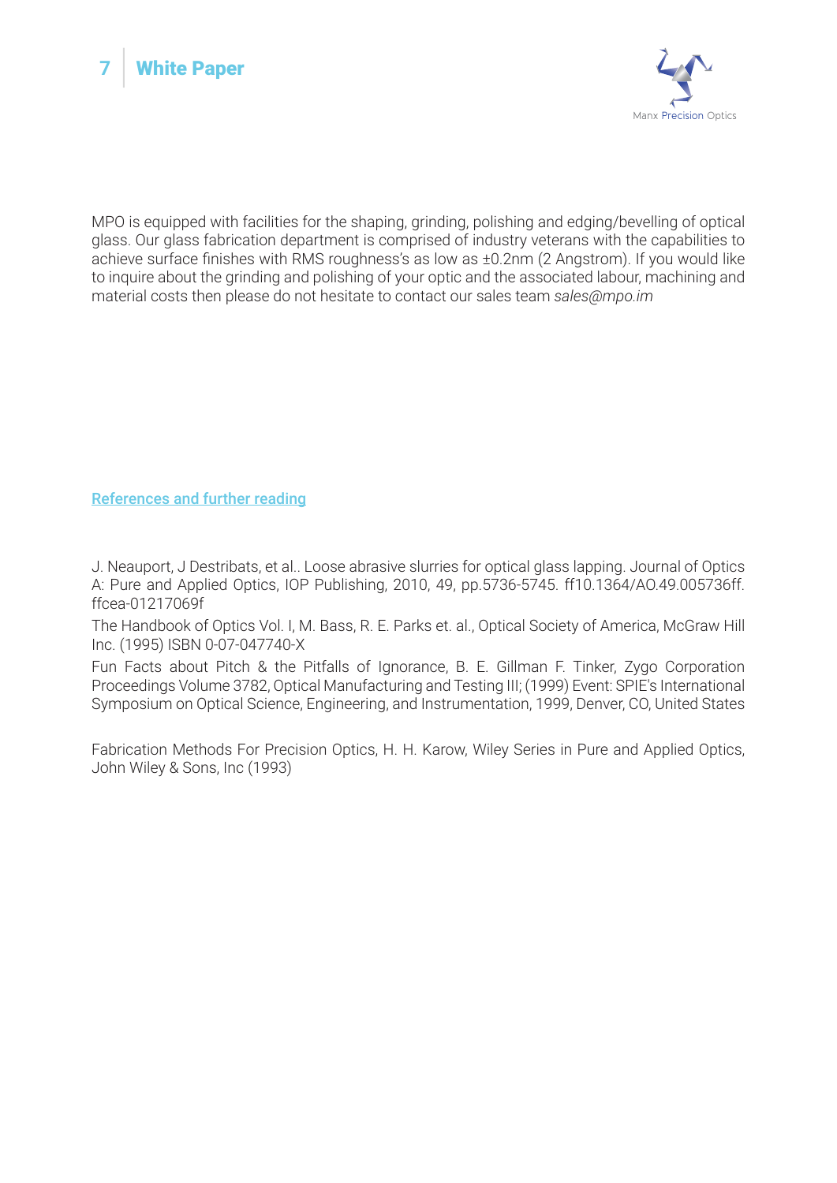MPO is equipped with facilities for the shaping, grinding, polishing and edging/bevelling of optical glass. Our glass fabrication department is comprised of industry veterans with the capabilities to achieve surface finishes with RMS roughness's as low as ±0.2nm (2 Angstrom). If you would like to inquire about the grinding and polishing of your optic and the associated labour, machining and material costs then please do not hesitate to contact our sales team *sales@mpo.im*

## References and further reading

J. Neauport, J Destribats, et al.. Loose abrasive slurries for optical glass lapping. Journal of Optics A: Pure and Applied Optics, IOP Publishing, 2010, 49, pp.5736-5745. ff10.1364/AO.49.005736ff. ffcea-01217069f

The Handbook of Optics Vol. I, M. Bass, R. E. Parks et. al., Optical Society of America, McGraw Hill Inc. (1995) ISBN 0-07-047740-X

Fun Facts about Pitch & the Pitfalls of Ignorance, B. E. Gillman F. Tinker, Zygo Corporation Proceedings Volume 3782, Optical Manufacturing and Testing III; (1999) Event: SPIE's International Symposium on Optical Science, Engineering, and Instrumentation, 1999, Denver, CO, United States

Fabrication Methods For Precision Optics, H. H. Karow, Wiley Series in Pure and Applied Optics, John Wiley & Sons, Inc (1993)